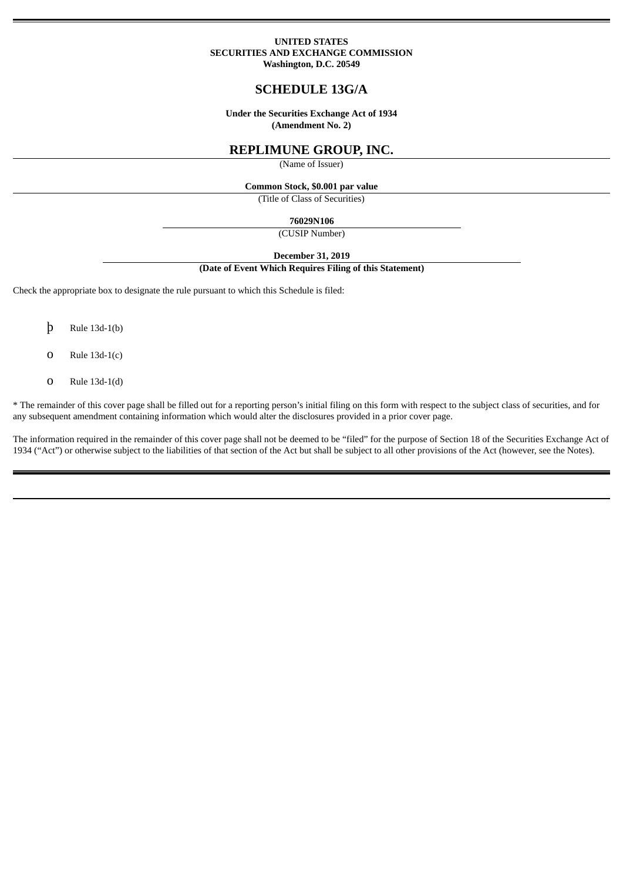**UNITED STATES**
**SECURITIES AND EXCHANGE COMMISSION**
**Washington, D.C. 20549**

# SCHEDULE 13G/A

**Under the Securities Exchange Act of 1934**
**(Amendment No. 2)**

## REPLIMUNE GROUP, INC.

(Name of Issuer)

**Common Stock, $0.001 par value**

(Title of Class of Securities)

**76029N106**

(CUSIP Number)

**December 31, 2019**

**(Date of Event Which Requires Filing of this Statement)**

Check the appropriate box to designate the rule pursuant to which this Schedule is filed:

þ Rule 13d-1(b)

o Rule 13d-1(c)

o Rule 13d-1(d)

* The remainder of this cover page shall be filled out for a reporting person's initial filing on this form with respect to the subject class of securities, and for any subsequent amendment containing information which would alter the disclosures provided in a prior cover page.

The information required in the remainder of this cover page shall not be deemed to be "filed" for the purpose of Section 18 of the Securities Exchange Act of 1934 ("Act") or otherwise subject to the liabilities of that section of the Act but shall be subject to all other provisions of the Act (however, see the Notes).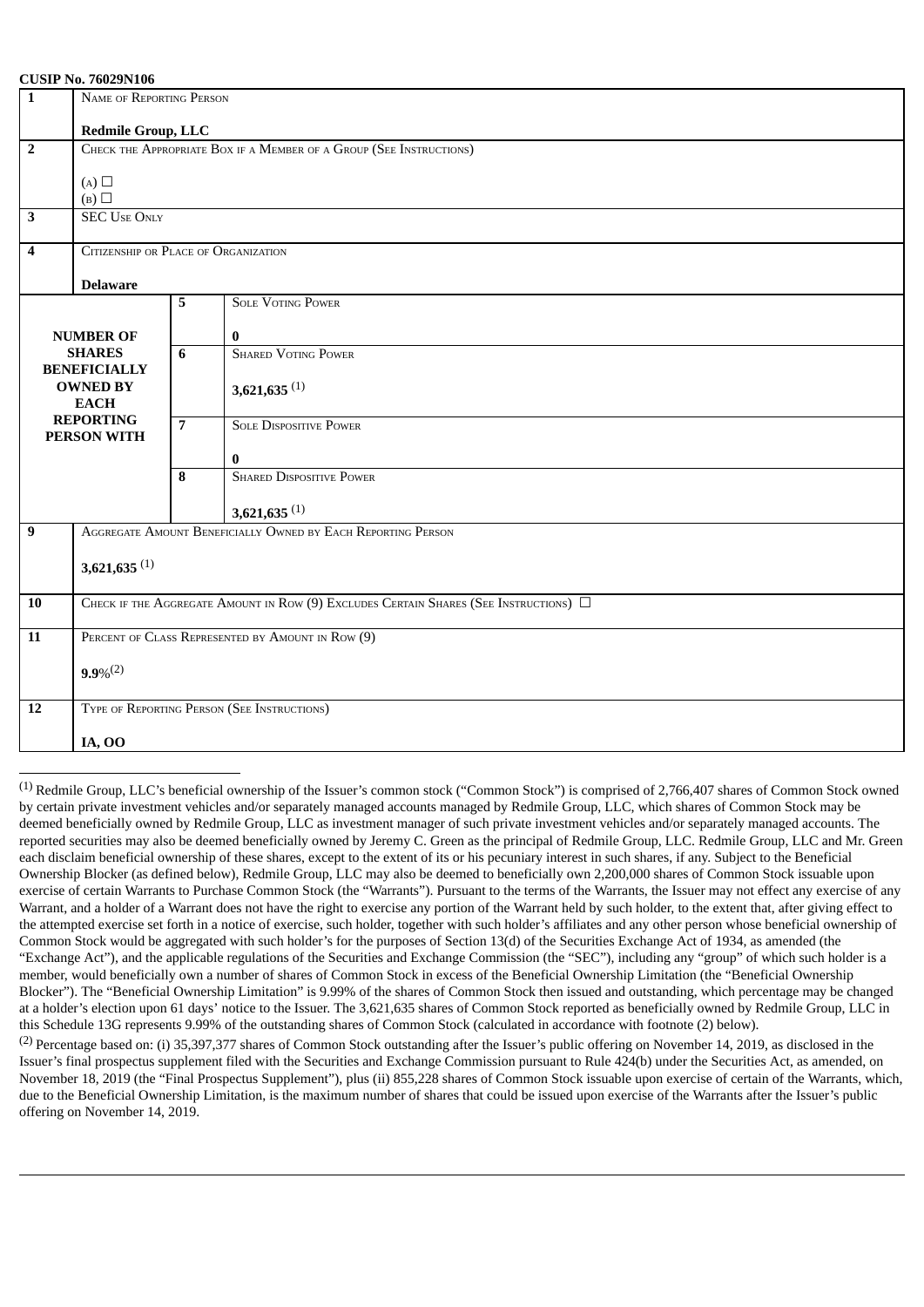**CUSIP No. 76029N106**

| | | | |
|---|---|---|---|
| 1 | NAME OF REPORTING PERSON<br><br>**Redmile Group, LLC** | | |
| 2 | CHECK THE APPROPRIATE BOX IF A MEMBER OF A GROUP (SEE INSTRUCTIONS)<br><br>(A) ☐<br>(B) ☐ | | |
| 3 | SEC USE ONLY | | |
| 4 | CITIZENSHIP OR PLACE OF ORGANIZATION<br><br>**Delaware** | | |
| **NUMBER OF SHARES BENEFICIALLY OWNED BY EACH REPORTING PERSON WITH** | 5 | SOLE VOTING POWER<br><br>**0** | |
| | 6 | SHARED VOTING POWER<br><br>**3,621,635** (1) | |
| | 7 | SOLE DISPOSITIVE POWER<br><br>**0** | |
| | 8 | SHARED DISPOSITIVE POWER<br><br>**3,621,635** (1) | |
| 9 | AGGREGATE AMOUNT BENEFICIALLY OWNED BY EACH REPORTING PERSON<br><br>**3,621,635** (1) | | |
| 10 | CHECK IF THE AGGREGATE AMOUNT IN ROW (9) EXCLUDES CERTAIN SHARES (SEE INSTRUCTIONS) ☐ | | |
| 11 | PERCENT OF CLASS REPRESENTED BY AMOUNT IN ROW (9)<br><br>**9.9%**(2) | | |
| 12 | TYPE OF REPORTING PERSON (SEE INSTRUCTIONS)<br><br>**IA, OO** | | |

(1) Redmile Group, LLC's beneficial ownership of the Issuer's common stock ("Common Stock") is comprised of 2,766,407 shares of Common Stock owned by certain private investment vehicles and/or separately managed accounts managed by Redmile Group, LLC, which shares of Common Stock may be deemed beneficially owned by Redmile Group, LLC as investment manager of such private investment vehicles and/or separately managed accounts. The reported securities may also be deemed beneficially owned by Jeremy C. Green as the principal of Redmile Group, LLC. Redmile Group, LLC and Mr. Green each disclaim beneficial ownership of these shares, except to the extent of its or his pecuniary interest in such shares, if any. Subject to the Beneficial Ownership Blocker (as defined below), Redmile Group, LLC may also be deemed to beneficially own 2,200,000 shares of Common Stock issuable upon exercise of certain Warrants to Purchase Common Stock (the "Warrants"). Pursuant to the terms of the Warrants, the Issuer may not effect any exercise of any Warrant, and a holder of a Warrant does not have the right to exercise any portion of the Warrant held by such holder, to the extent that, after giving effect to the attempted exercise set forth in a notice of exercise, such holder, together with such holder's affiliates and any other person whose beneficial ownership of Common Stock would be aggregated with such holder's for the purposes of Section 13(d) of the Securities Exchange Act of 1934, as amended (the "Exchange Act"), and the applicable regulations of the Securities and Exchange Commission (the "SEC"), including any "group" of which such holder is a member, would beneficially own a number of shares of Common Stock in excess of the Beneficial Ownership Limitation (the "Beneficial Ownership Blocker"). The "Beneficial Ownership Limitation" is 9.99% of the shares of Common Stock then issued and outstanding, which percentage may be changed at a holder's election upon 61 days' notice to the Issuer. The 3,621,635 shares of Common Stock reported as beneficially owned by Redmile Group, LLC in this Schedule 13G represents 9.99% of the outstanding shares of Common Stock (calculated in accordance with footnote (2) below).

(2) Percentage based on: (i) 35,397,377 shares of Common Stock outstanding after the Issuer's public offering on November 14, 2019, as disclosed in the Issuer's final prospectus supplement filed with the Securities and Exchange Commission pursuant to Rule 424(b) under the Securities Act, as amended, on November 18, 2019 (the "Final Prospectus Supplement"), plus (ii) 855,228 shares of Common Stock issuable upon exercise of certain of the Warrants, which, due to the Beneficial Ownership Limitation, is the maximum number of shares that could be issued upon exercise of the Warrants after the Issuer's public offering on November 14, 2019.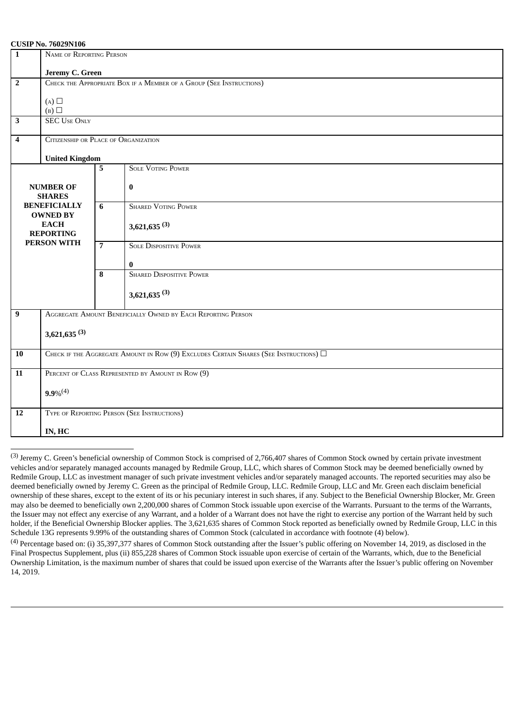**CUSIP No. 76029N106**

| | | | |
|---|---|---|---|
| 1 | NAME OF REPORTING PERSON<br><br>**Jeremy C. Green** | | |
| 2 | CHECK THE APPROPRIATE BOX IF A MEMBER OF A GROUP (SEE INSTRUCTIONS)<br><br>(A) ☐<br>(B) ☐ | | |
| 3 | SEC USE ONLY | | |
| 4 | CITIZENSHIP OR PLACE OF ORGANIZATION<br><br>**United Kingdom** | | |
| **NUMBER OF SHARES BENEFICIALLY OWNED BY EACH REPORTING PERSON WITH** | | 5 | SOLE VOTING POWER<br><br>**0** |
| | | 6 | SHARED VOTING POWER<br><br>**3,621,635 (3)** |
| | | 7 | SOLE DISPOSITIVE POWER<br><br>**0** |
| | | 8 | SHARED DISPOSITIVE POWER<br><br>**3,621,635 (3)** |
| 9 | AGGREGATE AMOUNT BENEFICIALLY OWNED BY EACH REPORTING PERSON<br><br>**3,621,635 (3)** | | |
| 10 | CHECK IF THE AGGREGATE AMOUNT IN ROW (9) EXCLUDES CERTAIN SHARES (SEE INSTRUCTIONS) ☐ | | |
| 11 | PERCENT OF CLASS REPRESENTED BY AMOUNT IN ROW (9)<br><br>**9.9%(4)** | | |
| 12 | TYPE OF REPORTING PERSON (SEE INSTRUCTIONS)<br><br>**IN, HC** | | |

---

(3) Jeremy C. Green's beneficial ownership of Common Stock is comprised of 2,766,407 shares of Common Stock owned by certain private investment vehicles and/or separately managed accounts managed by Redmile Group, LLC, which shares of Common Stock may be deemed beneficially owned by Redmile Group, LLC as investment manager of such private investment vehicles and/or separately managed accounts. The reported securities may also be deemed beneficially owned by Jeremy C. Green as the principal of Redmile Group, LLC. Redmile Group, LLC and Mr. Green each disclaim beneficial ownership of these shares, except to the extent of its or his pecuniary interest in such shares, if any. Subject to the Beneficial Ownership Blocker, Mr. Green may also be deemed to beneficially own 2,200,000 shares of Common Stock issuable upon exercise of the Warrants. Pursuant to the terms of the Warrants, the Issuer may not effect any exercise of any Warrant, and a holder of a Warrant does not have the right to exercise any portion of the Warrant held by such holder, if the Beneficial Ownership Blocker applies. The 3,621,635 shares of Common Stock reported as beneficially owned by Redmile Group, LLC in this Schedule 13G represents 9.99% of the outstanding shares of Common Stock (calculated in accordance with footnote (4) below).

(4) Percentage based on: (i) 35,397,377 shares of Common Stock outstanding after the Issuer's public offering on November 14, 2019, as disclosed in the Final Prospectus Supplement, plus (ii) 855,228 shares of Common Stock issuable upon exercise of certain of the Warrants, which, due to the Beneficial Ownership Limitation, is the maximum number of shares that could be issued upon exercise of the Warrants after the Issuer's public offering on November 14, 2019.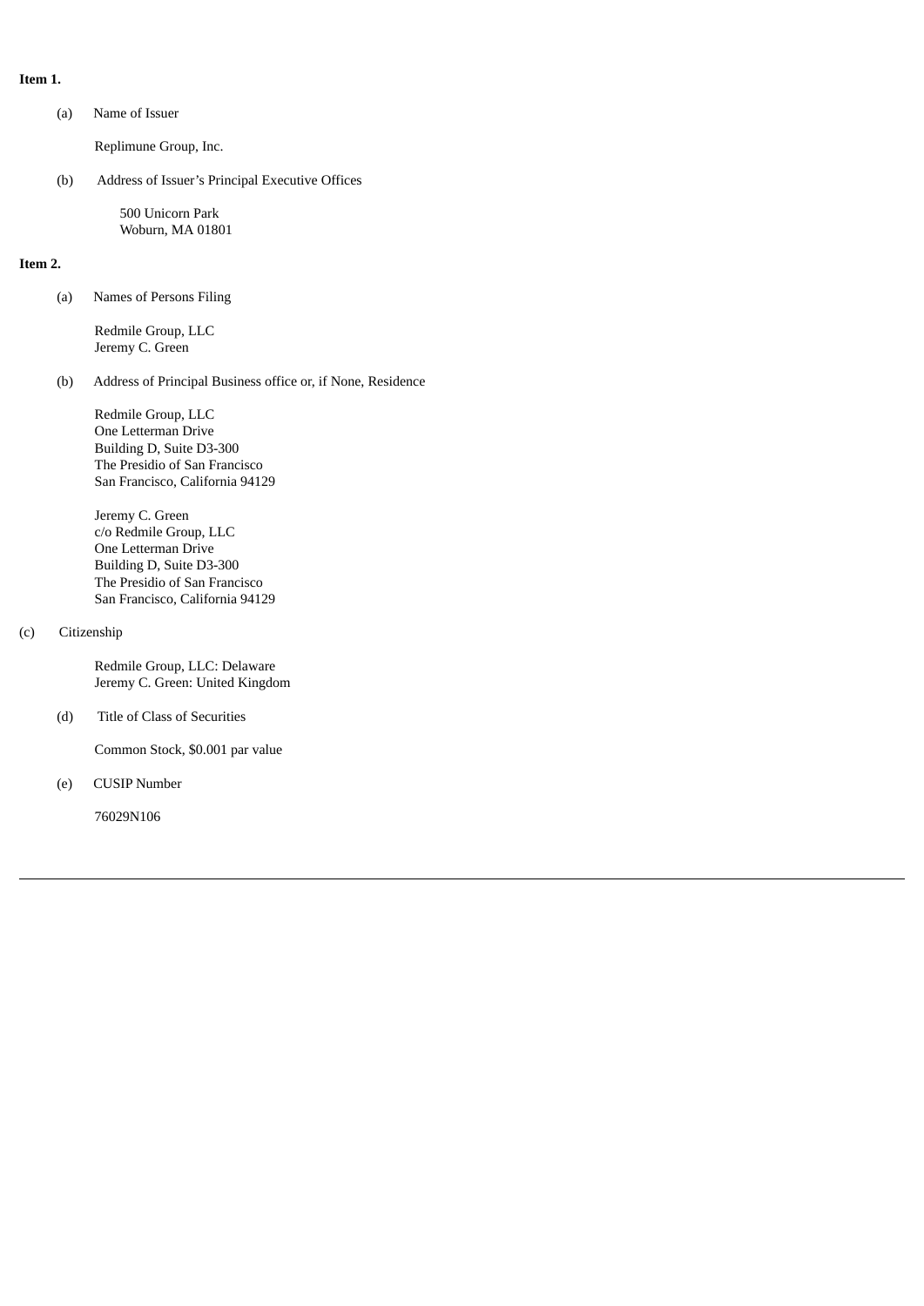**Item 1.**

(a) Name of Issuer

Replimune Group, Inc.

(b) Address of Issuer's Principal Executive Offices

500 Unicorn Park
Woburn, MA 01801

**Item 2.**

(a) Names of Persons Filing

Redmile Group, LLC
Jeremy C. Green

(b) Address of Principal Business office or, if None, Residence

Redmile Group, LLC
One Letterman Drive
Building D, Suite D3-300
The Presidio of San Francisco
San Francisco, California 94129

Jeremy C. Green
c/o Redmile Group, LLC
One Letterman Drive
Building D, Suite D3-300
The Presidio of San Francisco
San Francisco, California 94129

(c) Citizenship

Redmile Group, LLC: Delaware
Jeremy C. Green: United Kingdom

(d) Title of Class of Securities

Common Stock, $0.001 par value

(e) CUSIP Number

76029N106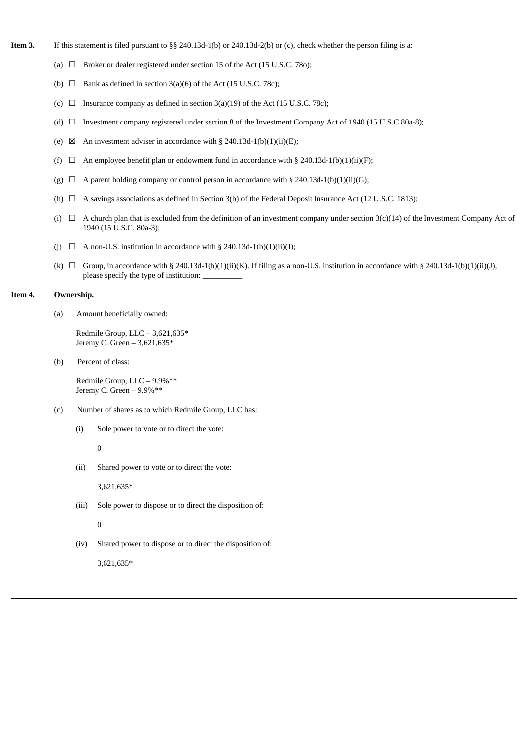**Item 3.** If this statement is filed pursuant to §§ 240.13d-1(b) or 240.13d-2(b) or (c), check whether the person filing is a:

(a) ☐ Broker or dealer registered under section 15 of the Act (15 U.S.C. 78o);

(b) ☐ Bank as defined in section 3(a)(6) of the Act (15 U.S.C. 78c);

(c) ☐ Insurance company as defined in section 3(a)(19) of the Act (15 U.S.C. 78c);

(d) ☐ Investment company registered under section 8 of the Investment Company Act of 1940 (15 U.S.C 80a-8);

(e) ☒ An investment adviser in accordance with § 240.13d-1(b)(1)(ii)(E);

(f) ☐ An employee benefit plan or endowment fund in accordance with § 240.13d-1(b)(1)(ii)(F);

(g) ☐ A parent holding company or control person in accordance with § 240.13d-1(b)(1)(ii)(G);

(h) ☐ A savings associations as defined in Section 3(b) of the Federal Deposit Insurance Act (12 U.S.C. 1813);

(i) ☐ A church plan that is excluded from the definition of an investment company under section 3(c)(14) of the Investment Company Act of 1940 (15 U.S.C. 80a-3);

(j) ☐ A non-U.S. institution in accordance with § 240.13d-1(b)(1)(ii)(J);

(k) ☐ Group, in accordance with § 240.13d-1(b)(1)(ii)(K). If filing as a non-U.S. institution in accordance with § 240.13d-1(b)(1)(ii)(J), please specify the type of institution: __________

**Item 4.** **Ownership.**

(a) Amount beneficially owned:

Redmile Group, LLC – 3,621,635*
Jeremy C. Green – 3,621,635*

(b) Percent of class:

Redmile Group, LLC – 9.9%**
Jeremy C. Green – 9.9%**

(c) Number of shares as to which Redmile Group, LLC has:

(i) Sole power to vote or to direct the vote:

0

(ii) Shared power to vote or to direct the vote:

3,621,635*

(iii) Sole power to dispose or to direct the disposition of:

0

(iv) Shared power to dispose or to direct the disposition of:

3,621,635*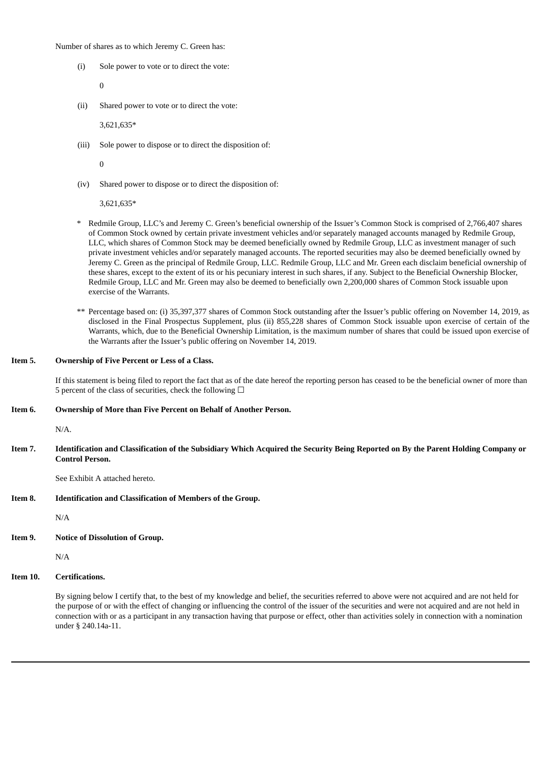Number of shares as to which Jeremy C. Green has:

(i) Sole power to vote or to direct the vote:

0

(ii) Shared power to vote or to direct the vote:

3,621,635*

(iii) Sole power to dispose or to direct the disposition of:

0

(iv) Shared power to dispose or to direct the disposition of:

3,621,635*

\* Redmile Group, LLC's and Jeremy C. Green's beneficial ownership of the Issuer's Common Stock is comprised of 2,766,407 shares of Common Stock owned by certain private investment vehicles and/or separately managed accounts managed by Redmile Group, LLC, which shares of Common Stock may be deemed beneficially owned by Redmile Group, LLC as investment manager of such private investment vehicles and/or separately managed accounts. The reported securities may also be deemed beneficially owned by Jeremy C. Green as the principal of Redmile Group, LLC. Redmile Group, LLC and Mr. Green each disclaim beneficial ownership of these shares, except to the extent of its or his pecuniary interest in such shares, if any. Subject to the Beneficial Ownership Blocker, Redmile Group, LLC and Mr. Green may also be deemed to beneficially own 2,200,000 shares of Common Stock issuable upon exercise of the Warrants.

\*\* Percentage based on: (i) 35,397,377 shares of Common Stock outstanding after the Issuer's public offering on November 14, 2019, as disclosed in the Final Prospectus Supplement, plus (ii) 855,228 shares of Common Stock issuable upon exercise of certain of the Warrants, which, due to the Beneficial Ownership Limitation, is the maximum number of shares that could be issued upon exercise of the Warrants after the Issuer's public offering on November 14, 2019.

**Item 5. Ownership of Five Percent or Less of a Class.**

If this statement is being filed to report the fact that as of the date hereof the reporting person has ceased to be the beneficial owner of more than 5 percent of the class of securities, check the following ☐

**Item 6. Ownership of More than Five Percent on Behalf of Another Person.**

N/A.

**Item 7. Identification and Classification of the Subsidiary Which Acquired the Security Being Reported on By the Parent Holding Company or Control Person.**

See Exhibit A attached hereto.

**Item 8. Identification and Classification of Members of the Group.**

N/A

**Item 9. Notice of Dissolution of Group.**

N/A

**Item 10. Certifications.**

By signing below I certify that, to the best of my knowledge and belief, the securities referred to above were not acquired and are not held for the purpose of or with the effect of changing or influencing the control of the issuer of the securities and were not acquired and are not held in connection with or as a participant in any transaction having that purpose or effect, other than activities solely in connection with a nomination under § 240.14a-11.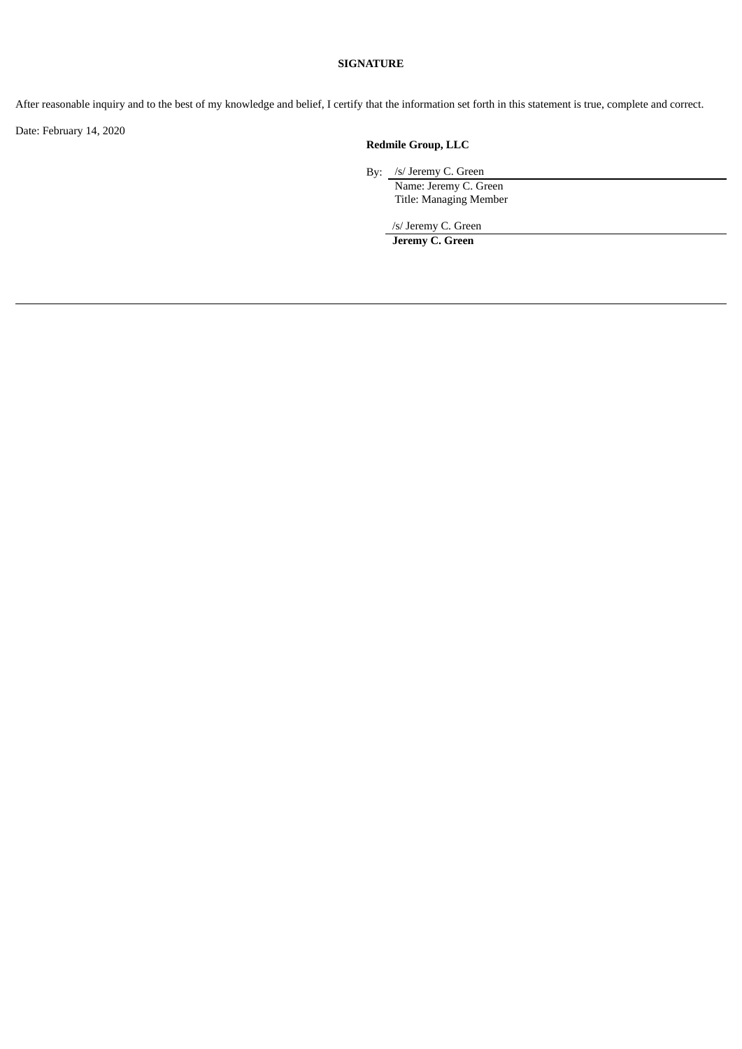**SIGNATURE**

After reasonable inquiry and to the best of my knowledge and belief, I certify that the information set forth in this statement is true, complete and correct.

Date: February 14, 2020

**Redmile Group, LLC**

By: /s/ Jeremy C. Green
Name: Jeremy C. Green
Title: Managing Member

/s/ Jeremy C. Green
**Jeremy C. Green**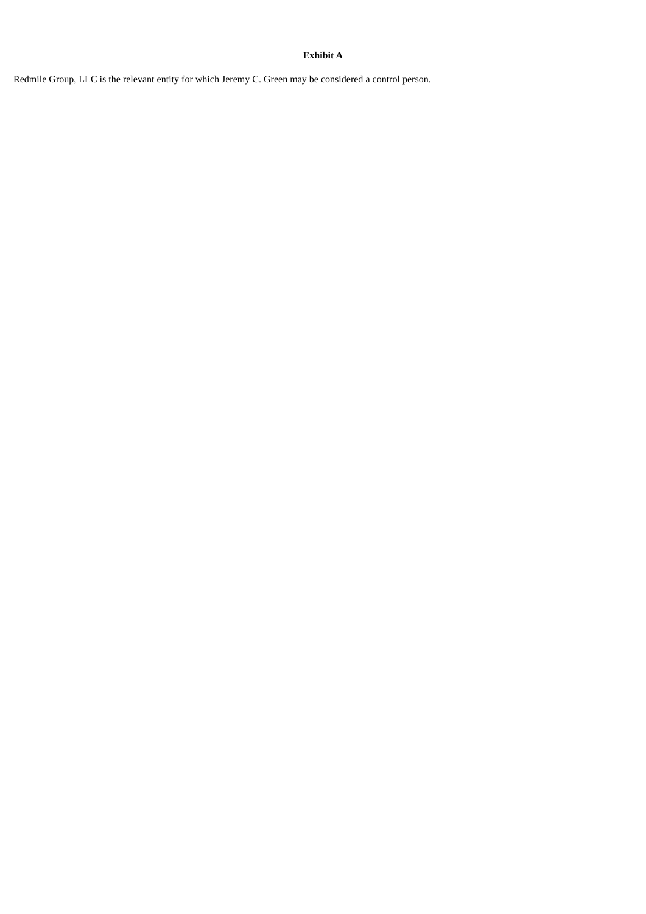**Exhibit A**

Redmile Group, LLC is the relevant entity for which Jeremy C. Green may be considered a control person.